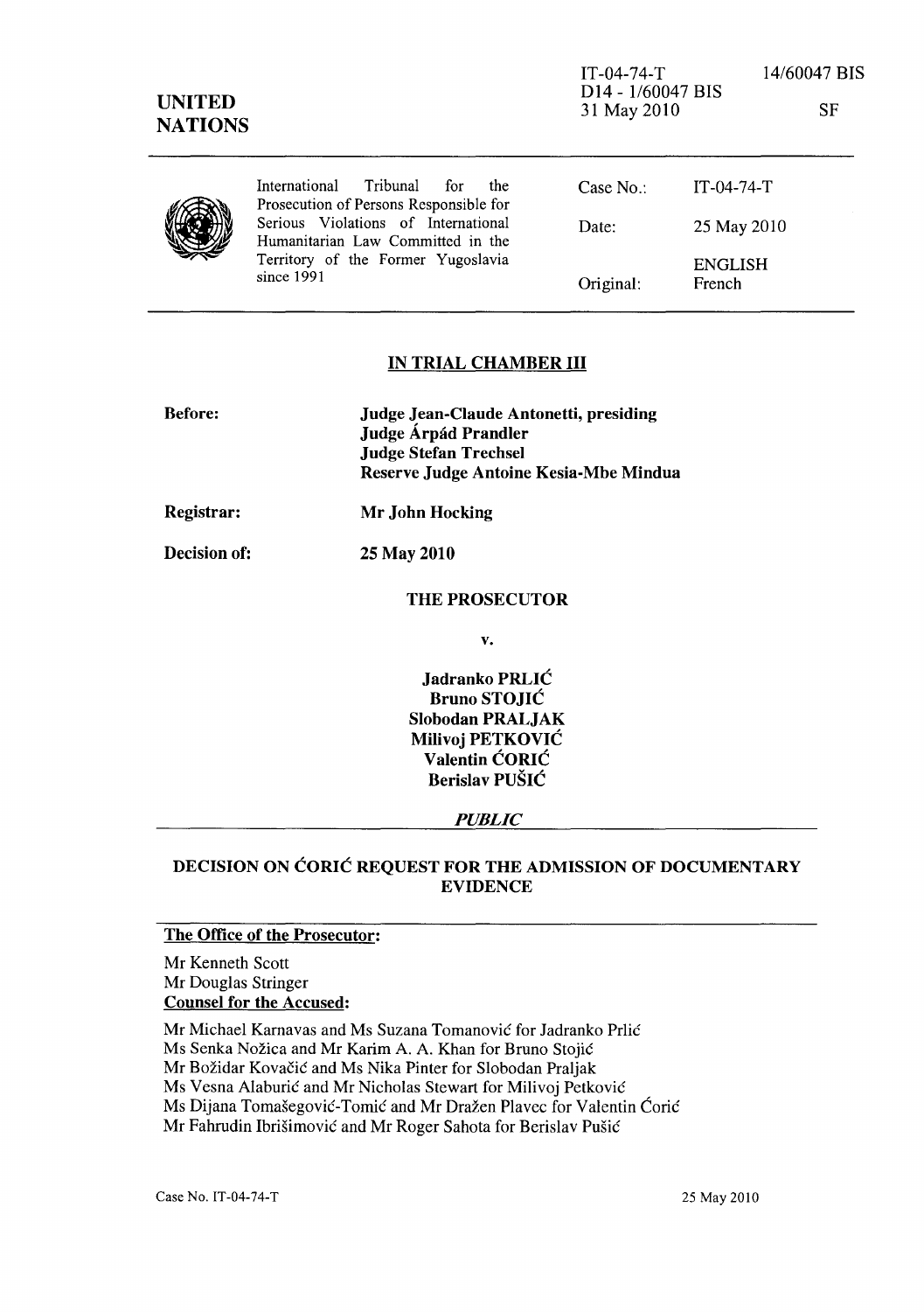IT-04-74-T 14/60047 BIS
D14 - 1/60047 BIS
31 May 2010 SF

**UNITED NATIONS**

International Tribunal for the Prosecution of Persons Responsible for Serious Violations of International Humanitarian Law Committed in the Territory of the Former Yugoslavia since 1991

| | |
|---|---|
| Case No.: | IT-04-74-T |
| Date: | 25 May 2010 |
| Original: | ENGLISH French |

## IN TRIAL CHAMBER III

**Before:** **Judge Jean-Claude Antonetti, presiding**
**Judge Árpád Prandler**
**Judge Stefan Trechsel**
**Reserve Judge Antoine Kesia-Mbe Mindua**

**Registrar:** **Mr John Hocking**

**Decision of:** **25 May 2010**

**THE PROSECUTOR**

**v.**

**Jadranko PRLIĆ**
**Bruno STOJIĆ**
**Slobodan PRALJAK**
**Milivoj PETKOVIĆ**
**Valentin ĆORIĆ**
**Berislav PUŠIĆ**

***PUBLIC***

## DECISION ON ĆORIĆ REQUEST FOR THE ADMISSION OF DOCUMENTARY EVIDENCE

**The Office of the Prosecutor:**

Mr Kenneth Scott
Mr Douglas Stringer

**Counsel for the Accused:**

Mr Michael Karnavas and Ms Suzana Tomanović for Jadranko Prlić
Ms Senka Nožica and Mr Karim A. A. Khan for Bruno Stojić
Mr Božidar Kovačić and Ms Nika Pinter for Slobodan Praljak
Ms Vesna Alaburić and Mr Nicholas Stewart for Milivoj Petković
Ms Dijana Tomašegović-Tomić and Mr Dražen Plavec for Valentin Ćorić
Mr Fahrudin Ibrišimović and Mr Roger Sahota for Berislav Pušić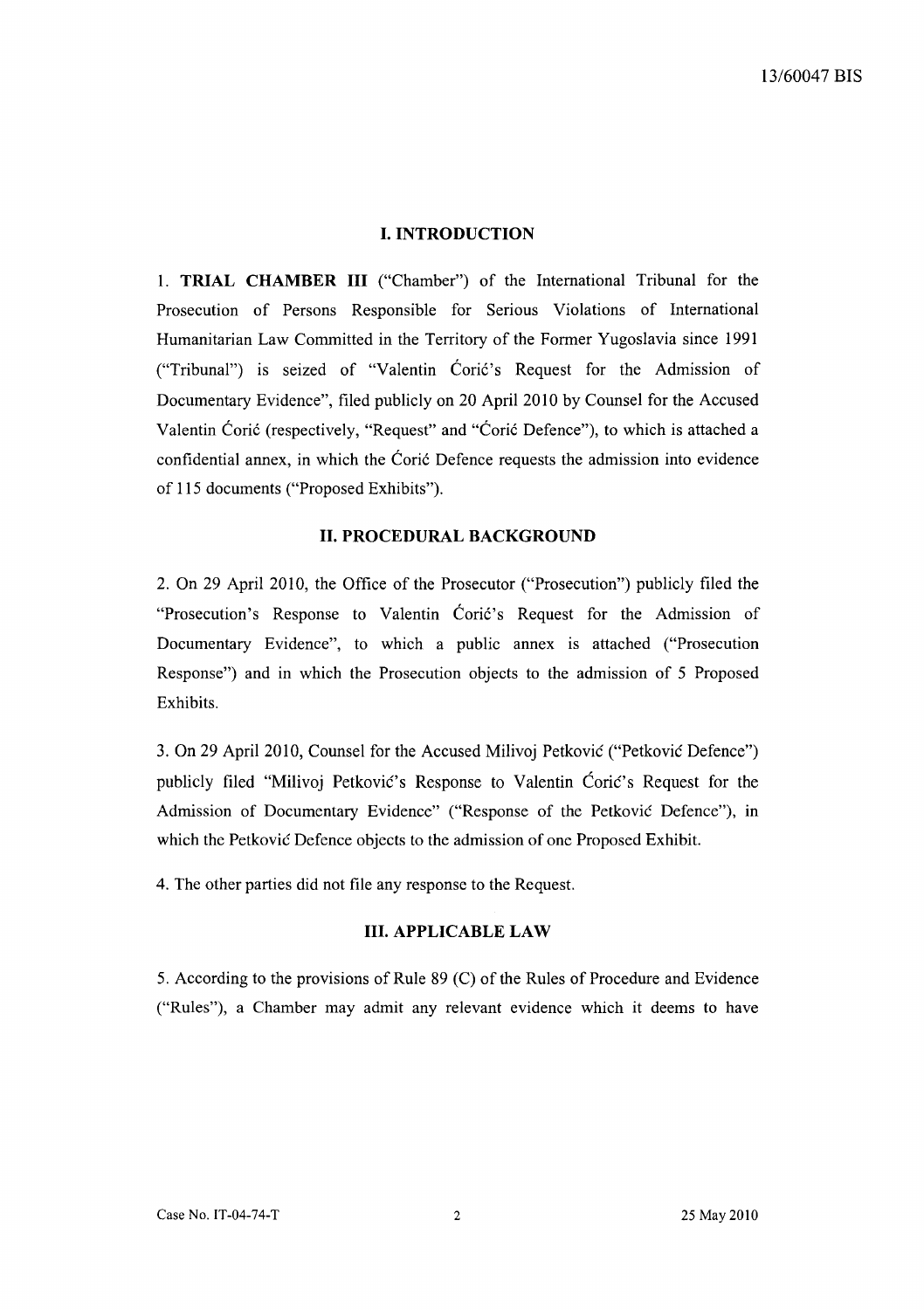## I. INTRODUCTION

1. **TRIAL CHAMBER III** ("Chamber") of the International Tribunal for the Prosecution of Persons Responsible for Serious Violations of International Humanitarian Law Committed in the Territory of the Former Yugoslavia since 1991 ("Tribunal") is seized of "Valentin Ćorić's Request for the Admission of Documentary Evidence", filed publicly on 20 April 2010 by Counsel for the Accused Valentin Ćorić (respectively, "Request" and "Ćorić Defence"), to which is attached a confidential annex, in which the Ćorić Defence requests the admission into evidence of 115 documents ("Proposed Exhibits").

## II. PROCEDURAL BACKGROUND

2. On 29 April 2010, the Office of the Prosecutor ("Prosecution") publicly filed the "Prosecution's Response to Valentin Ćorić's Request for the Admission of Documentary Evidence", to which a public annex is attached ("Prosecution Response") and in which the Prosecution objects to the admission of 5 Proposed Exhibits.

3. On 29 April 2010, Counsel for the Accused Milivoj Petković ("Petković Defence") publicly filed "Milivoj Petković's Response to Valentin Ćorić's Request for the Admission of Documentary Evidence" ("Response of the Petković Defence"), in which the Petković Defence objects to the admission of one Proposed Exhibit.

4. The other parties did not file any response to the Request.

## III. APPLICABLE LAW

5. According to the provisions of Rule 89 (C) of the Rules of Procedure and Evidence ("Rules"), a Chamber may admit any relevant evidence which it deems to have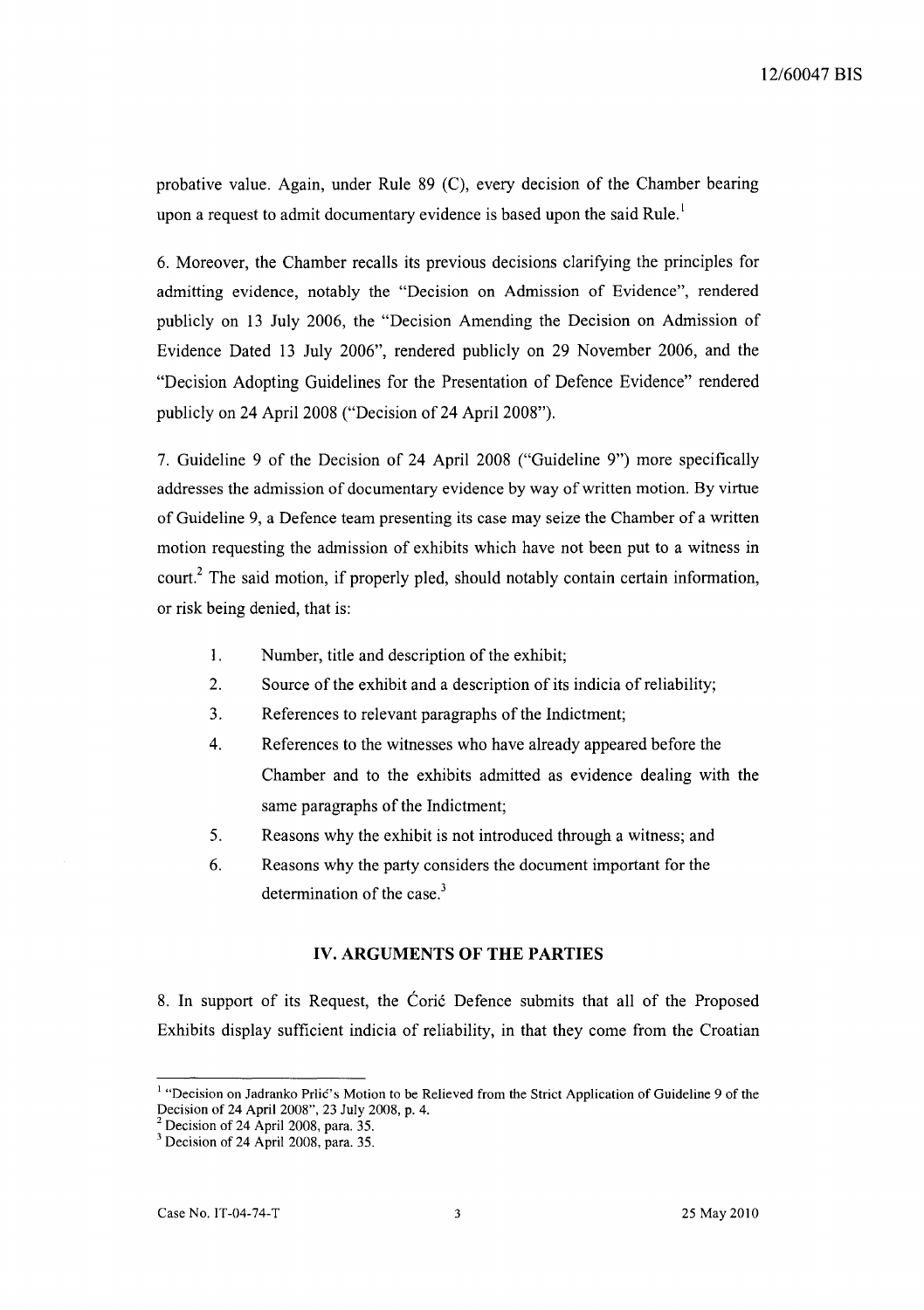probative value. Again, under Rule 89 (C), every decision of the Chamber bearing upon a request to admit documentary evidence is based upon the said Rule.[1]

6. Moreover, the Chamber recalls its previous decisions clarifying the principles for admitting evidence, notably the "Decision on Admission of Evidence", rendered publicly on 13 July 2006, the "Decision Amending the Decision on Admission of Evidence Dated 13 July 2006", rendered publicly on 29 November 2006, and the "Decision Adopting Guidelines for the Presentation of Defence Evidence" rendered publicly on 24 April 2008 ("Decision of 24 April 2008").

7. Guideline 9 of the Decision of 24 April 2008 ("Guideline 9") more specifically addresses the admission of documentary evidence by way of written motion. By virtue of Guideline 9, a Defence team presenting its case may seize the Chamber of a written motion requesting the admission of exhibits which have not been put to a witness in court.[2] The said motion, if properly pled, should notably contain certain information, or risk being denied, that is:

1. Number, title and description of the exhibit;
2. Source of the exhibit and a description of its indicia of reliability;
3. References to relevant paragraphs of the Indictment;
4. References to the witnesses who have already appeared before the Chamber and to the exhibits admitted as evidence dealing with the same paragraphs of the Indictment;
5. Reasons why the exhibit is not introduced through a witness; and
6. Reasons why the party considers the document important for the determination of the case.[3]

## IV. ARGUMENTS OF THE PARTIES

8. In support of its Request, the Ćorić Defence submits that all of the Proposed Exhibits display sufficient indicia of reliability, in that they come from the Croatian

---

[1] "Decision on Jadranko Prlić's Motion to be Relieved from the Strict Application of Guideline 9 of the Decision of 24 April 2008", 23 July 2008, p. 4.

[2] Decision of 24 April 2008, para. 35.

[3] Decision of 24 April 2008, para. 35.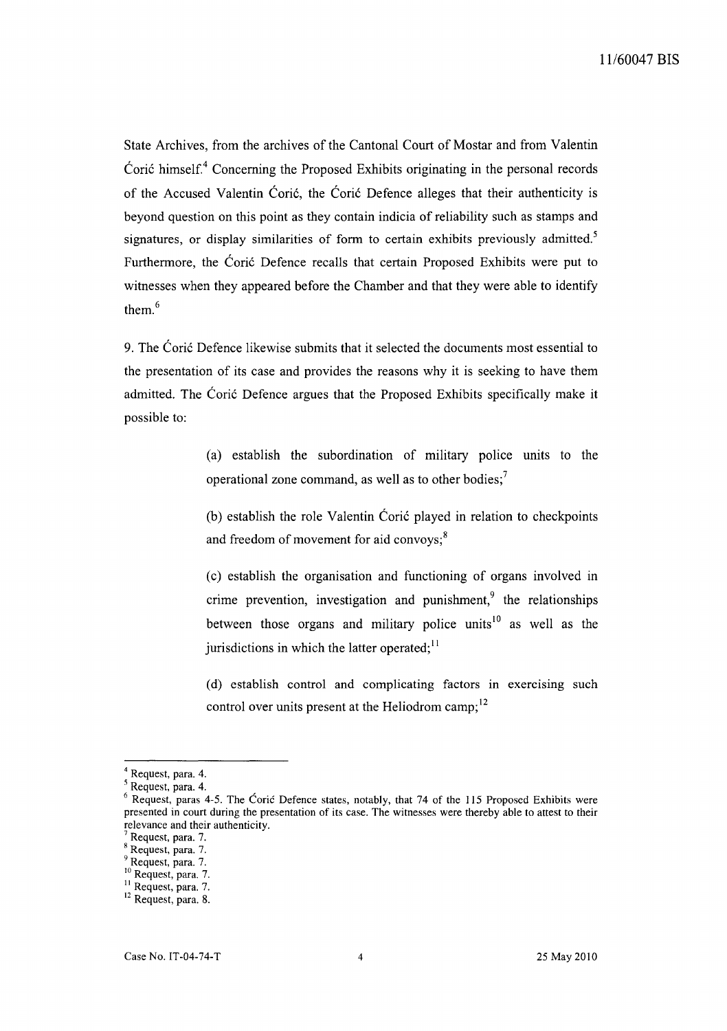State Archives, from the archives of the Cantonal Court of Mostar and from Valentin Ćorić himself.[4] Concerning the Proposed Exhibits originating in the personal records of the Accused Valentin Ćorić, the Ćorić Defence alleges that their authenticity is beyond question on this point as they contain indicia of reliability such as stamps and signatures, or display similarities of form to certain exhibits previously admitted.[5] Furthermore, the Ćorić Defence recalls that certain Proposed Exhibits were put to witnesses when they appeared before the Chamber and that they were able to identify them.[6]

9. The Ćorić Defence likewise submits that it selected the documents most essential to the presentation of its case and provides the reasons why it is seeking to have them admitted. The Ćorić Defence argues that the Proposed Exhibits specifically make it possible to:

> (a) establish the subordination of military police units to the operational zone command, as well as to other bodies;[7]
>
> (b) establish the role Valentin Ćorić played in relation to checkpoints and freedom of movement for aid convoys;[8]
>
> (c) establish the organisation and functioning of organs involved in crime prevention, investigation and punishment,[9] the relationships between those organs and military police units[10] as well as the jurisdictions in which the latter operated;[11]
>
> (d) establish control and complicating factors in exercising such control over units present at the Heliodrom camp;[12]

---

[4] Request, para. 4.

[5] Request, para. 4.

[6] Request, paras 4-5. The Ćorić Defence states, notably, that 74 of the 115 Proposed Exhibits were presented in court during the presentation of its case. The witnesses were thereby able to attest to their relevance and their authenticity.

[7] Request, para. 7.

[8] Request, para. 7.

[9] Request, para. 7.

[10] Request, para. 7.

[11] Request, para. 7.

[12] Request, para. 8.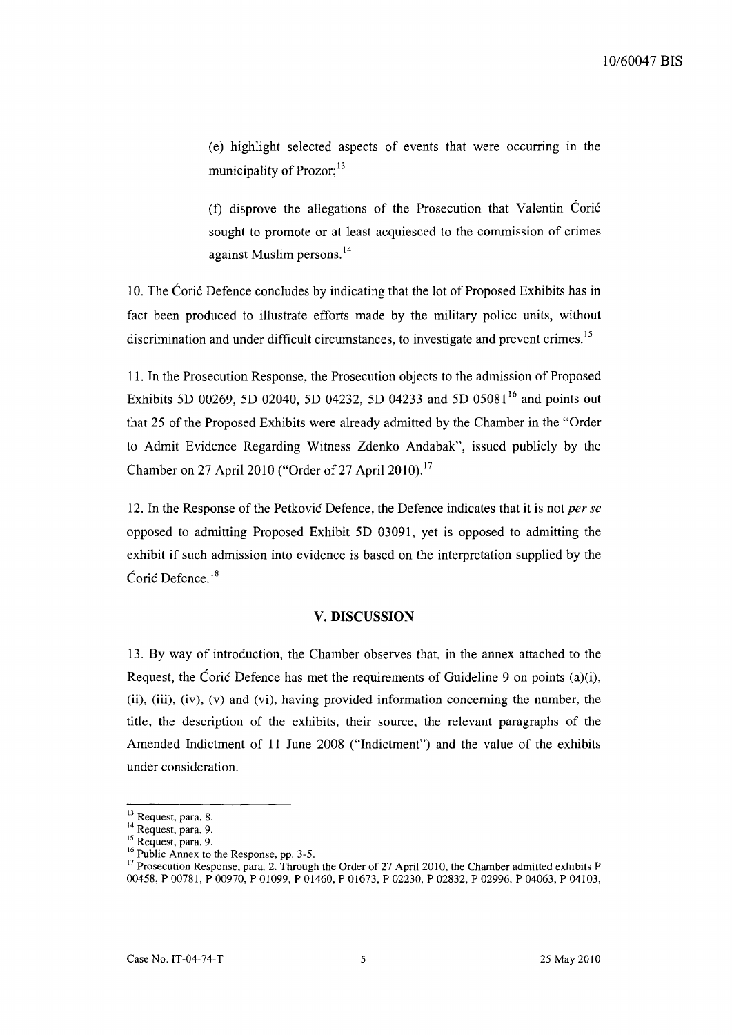(e) highlight selected aspects of events that were occurring in the municipality of Prozor;[13]

(f) disprove the allegations of the Prosecution that Valentin Ćorić sought to promote or at least acquiesced to the commission of crimes against Muslim persons.[14]

10. The Ćorić Defence concludes by indicating that the lot of Proposed Exhibits has in fact been produced to illustrate efforts made by the military police units, without discrimination and under difficult circumstances, to investigate and prevent crimes.[15]

11. In the Prosecution Response, the Prosecution objects to the admission of Proposed Exhibits 5D 00269, 5D 02040, 5D 04232, 5D 04233 and 5D 05081[16] and points out that 25 of the Proposed Exhibits were already admitted by the Chamber in the "Order to Admit Evidence Regarding Witness Zdenko Andabak", issued publicly by the Chamber on 27 April 2010 ("Order of 27 April 2010).[17]

12. In the Response of the Petković Defence, the Defence indicates that it is not *per se* opposed to admitting Proposed Exhibit 5D 03091, yet is opposed to admitting the exhibit if such admission into evidence is based on the interpretation supplied by the Ćorić Defence.[18]

## V. DISCUSSION

13. By way of introduction, the Chamber observes that, in the annex attached to the Request, the Ćorić Defence has met the requirements of Guideline 9 on points (a)(i), (ii), (iii), (iv), (v) and (vi), having provided information concerning the number, the title, the description of the exhibits, their source, the relevant paragraphs of the Amended Indictment of 11 June 2008 ("Indictment") and the value of the exhibits under consideration.

---

[13] Request, para. 8.
[14] Request, para. 9.
[15] Request, para. 9.
[16] Public Annex to the Response, pp. 3-5.
[17] Prosecution Response, para. 2. Through the Order of 27 April 2010, the Chamber admitted exhibits P 00458, P 00781, P 00970, P 01099, P 01460, P 01673, P 02230, P 02832, P 02996, P 04063, P 04103,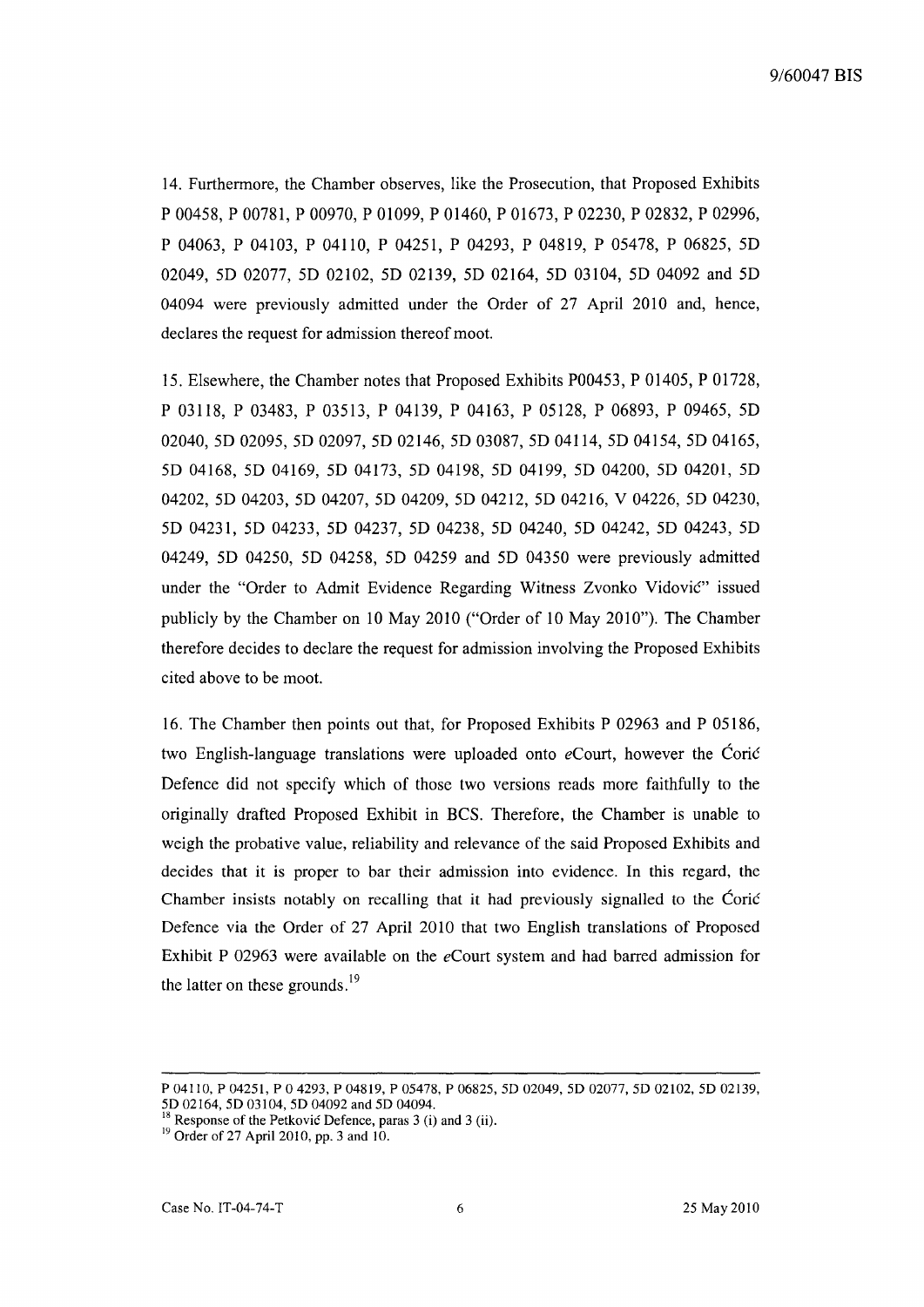14. Furthermore, the Chamber observes, like the Prosecution, that Proposed Exhibits P 00458, P 00781, P 00970, P 01099, P 01460, P 01673, P 02230, P 02832, P 02996, P 04063, P 04103, P 04110, P 04251, P 04293, P 04819, P 05478, P 06825, 5D 02049, 5D 02077, 5D 02102, 5D 02139, 5D 02164, 5D 03104, 5D 04092 and 5D 04094 were previously admitted under the Order of 27 April 2010 and, hence, declares the request for admission thereof moot.

15. Elsewhere, the Chamber notes that Proposed Exhibits P00453, P 01405, P 01728, P 03118, P 03483, P 03513, P 04139, P 04163, P 05128, P 06893, P 09465, 5D 02040, 5D 02095, 5D 02097, 5D 02146, 5D 03087, 5D 04114, 5D 04154, 5D 04165, 5D 04168, 5D 04169, 5D 04173, 5D 04198, 5D 04199, 5D 04200, 5D 04201, 5D 04202, 5D 04203, 5D 04207, 5D 04209, 5D 04212, 5D 04216, V 04226, 5D 04230, 5D 04231, 5D 04233, 5D 04237, 5D 04238, 5D 04240, 5D 04242, 5D 04243, 5D 04249, 5D 04250, 5D 04258, 5D 04259 and 5D 04350 were previously admitted under the "Order to Admit Evidence Regarding Witness Zvonko Vidović" issued publicly by the Chamber on 10 May 2010 ("Order of 10 May 2010"). The Chamber therefore decides to declare the request for admission involving the Proposed Exhibits cited above to be moot.

16. The Chamber then points out that, for Proposed Exhibits P 02963 and P 05186, two English-language translations were uploaded onto *e*Court, however the Ćorić Defence did not specify which of those two versions reads more faithfully to the originally drafted Proposed Exhibit in BCS. Therefore, the Chamber is unable to weigh the probative value, reliability and relevance of the said Proposed Exhibits and decides that it is proper to bar their admission into evidence. In this regard, the Chamber insists notably on recalling that it had previously signalled to the Ćorić Defence via the Order of 27 April 2010 that two English translations of Proposed Exhibit P 02963 were available on the *e*Court system and had barred admission for the latter on these grounds.[19]

---

P 04110, P 04251, P 0 4293, P 04819, P 05478, P 06825, 5D 02049, 5D 02077, 5D 02102, 5D 02139, 5D 02164, 5D 03104, 5D 04092 and 5D 04094.

[18] Response of the Petković Defence, paras 3 (i) and 3 (ii).

[19] Order of 27 April 2010, pp. 3 and 10.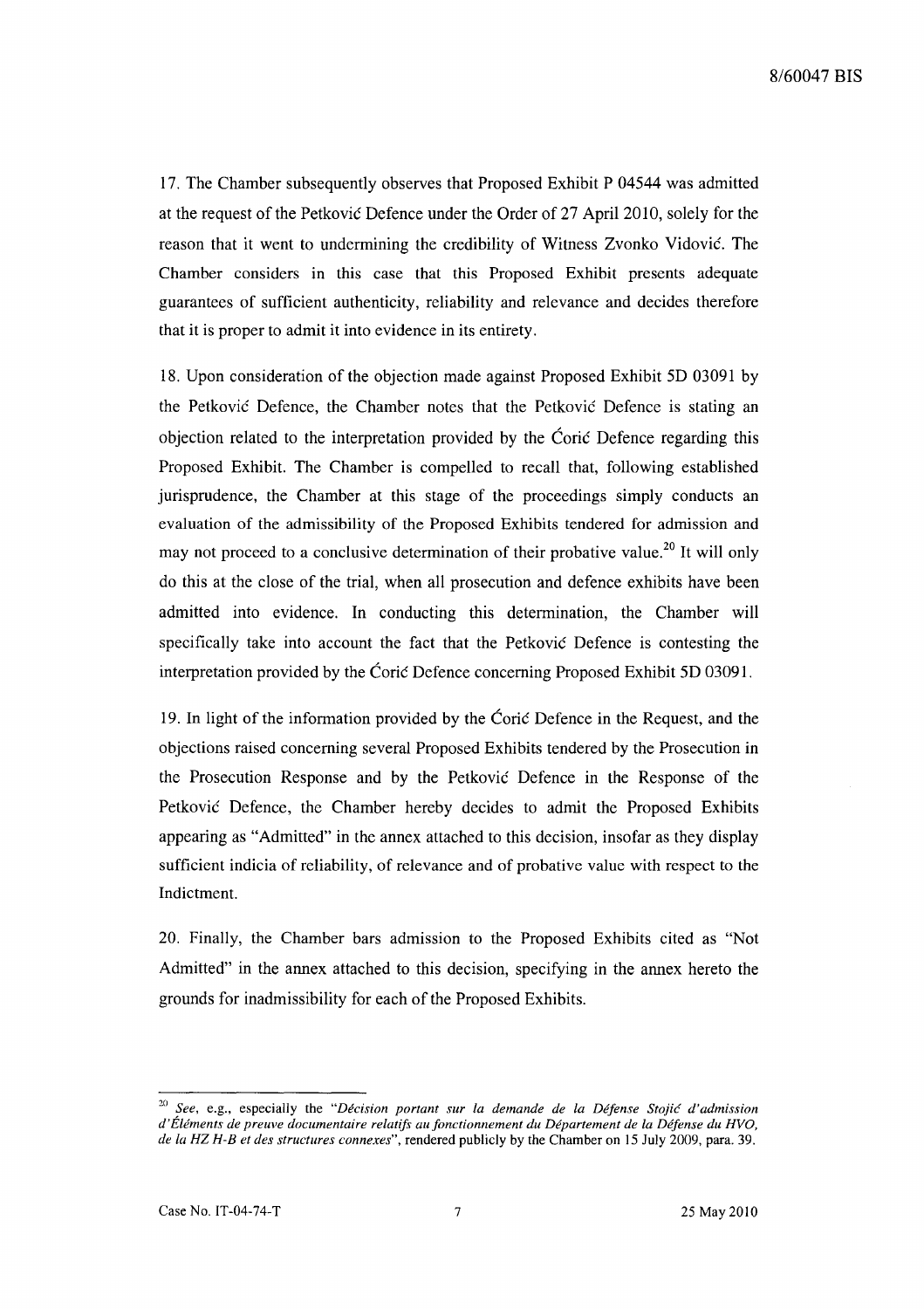17. The Chamber subsequently observes that Proposed Exhibit P 04544 was admitted at the request of the Petković Defence under the Order of 27 April 2010, solely for the reason that it went to undermining the credibility of Witness Zvonko Vidović. The Chamber considers in this case that this Proposed Exhibit presents adequate guarantees of sufficient authenticity, reliability and relevance and decides therefore that it is proper to admit it into evidence in its entirety.

18. Upon consideration of the objection made against Proposed Exhibit 5D 03091 by the Petković Defence, the Chamber notes that the Petković Defence is stating an objection related to the interpretation provided by the Ćorić Defence regarding this Proposed Exhibit. The Chamber is compelled to recall that, following established jurisprudence, the Chamber at this stage of the proceedings simply conducts an evaluation of the admissibility of the Proposed Exhibits tendered for admission and may not proceed to a conclusive determination of their probative value.[20] It will only do this at the close of the trial, when all prosecution and defence exhibits have been admitted into evidence. In conducting this determination, the Chamber will specifically take into account the fact that the Petković Defence is contesting the interpretation provided by the Ćorić Defence concerning Proposed Exhibit 5D 03091.

19. In light of the information provided by the Ćorić Defence in the Request, and the objections raised concerning several Proposed Exhibits tendered by the Prosecution in the Prosecution Response and by the Petković Defence in the Response of the Petković Defence, the Chamber hereby decides to admit the Proposed Exhibits appearing as "Admitted" in the annex attached to this decision, insofar as they display sufficient indicia of reliability, of relevance and of probative value with respect to the Indictment.

20. Finally, the Chamber bars admission to the Proposed Exhibits cited as "Not Admitted" in the annex attached to this decision, specifying in the annex hereto the grounds for inadmissibility for each of the Proposed Exhibits.

---

[20] *See*, e.g., especially the "*Décision portant sur la demande de la Défense Stojić d'admission d'Éléments de preuve documentaire relatifs au fonctionnement du Département de la Défense du HVO, de la HZ H-B et des structures connexes*", rendered publicly by the Chamber on 15 July 2009, para. 39.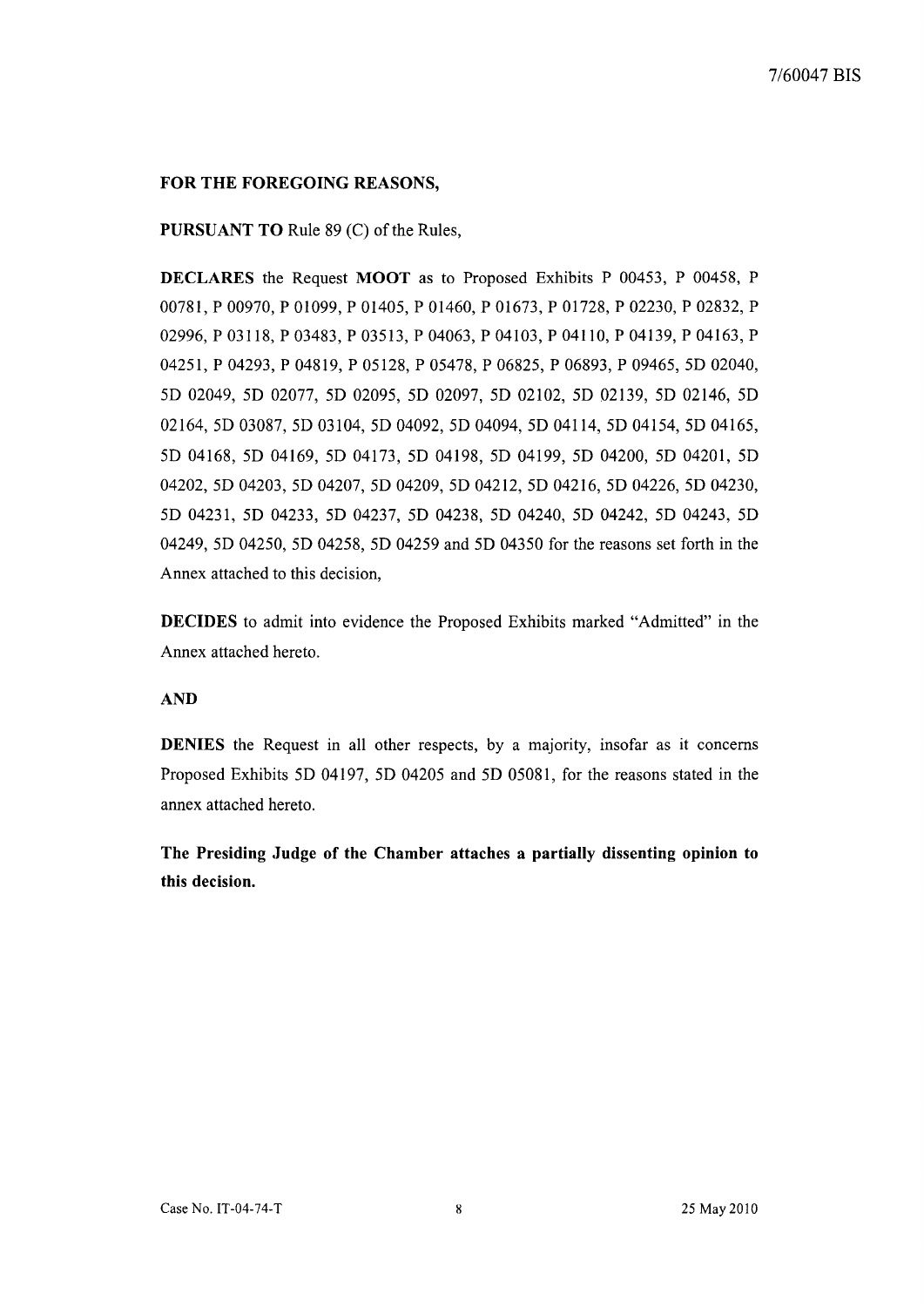**FOR THE FOREGOING REASONS,**

**PURSUANT TO** Rule 89 (C) of the Rules,

**DECLARES** the Request **MOOT** as to Proposed Exhibits P 00453, P 00458, P 00781, P 00970, P 01099, P 01405, P 01460, P 01673, P 01728, P 02230, P 02832, P 02996, P 03118, P 03483, P 03513, P 04063, P 04103, P 04110, P 04139, P 04163, P 04251, P 04293, P 04819, P 05128, P 05478, P 06825, P 06893, P 09465, 5D 02040, 5D 02049, 5D 02077, 5D 02095, 5D 02097, 5D 02102, 5D 02139, 5D 02146, 5D 02164, 5D 03087, 5D 03104, 5D 04092, 5D 04094, 5D 04114, 5D 04154, 5D 04165, 5D 04168, 5D 04169, 5D 04173, 5D 04198, 5D 04199, 5D 04200, 5D 04201, 5D 04202, 5D 04203, 5D 04207, 5D 04209, 5D 04212, 5D 04216, 5D 04226, 5D 04230, 5D 04231, 5D 04233, 5D 04237, 5D 04238, 5D 04240, 5D 04242, 5D 04243, 5D 04249, 5D 04250, 5D 04258, 5D 04259 and 5D 04350 for the reasons set forth in the Annex attached to this decision,

**DECIDES** to admit into evidence the Proposed Exhibits marked "Admitted" in the Annex attached hereto.

**AND**

**DENIES** the Request in all other respects, by a majority, insofar as it concerns Proposed Exhibits 5D 04197, 5D 04205 and 5D 05081, for the reasons stated in the annex attached hereto.

**The Presiding Judge of the Chamber attaches a partially dissenting opinion to this decision.**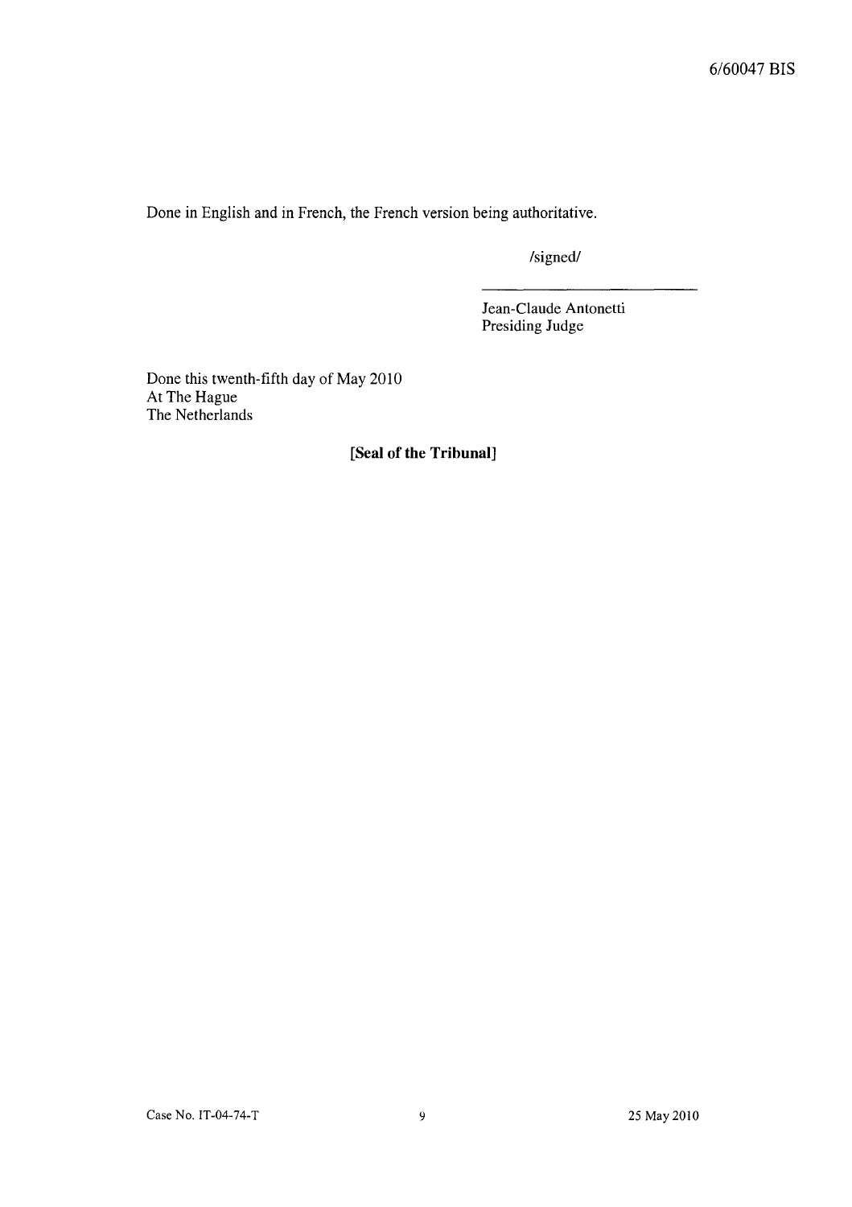Done in English and in French, the French version being authoritative.

/signed/

Jean-Claude Antonetti
Presiding Judge

Done this twenty-fifth day of May 2010
At The Hague
The Netherlands

**[Seal of the Tribunal]**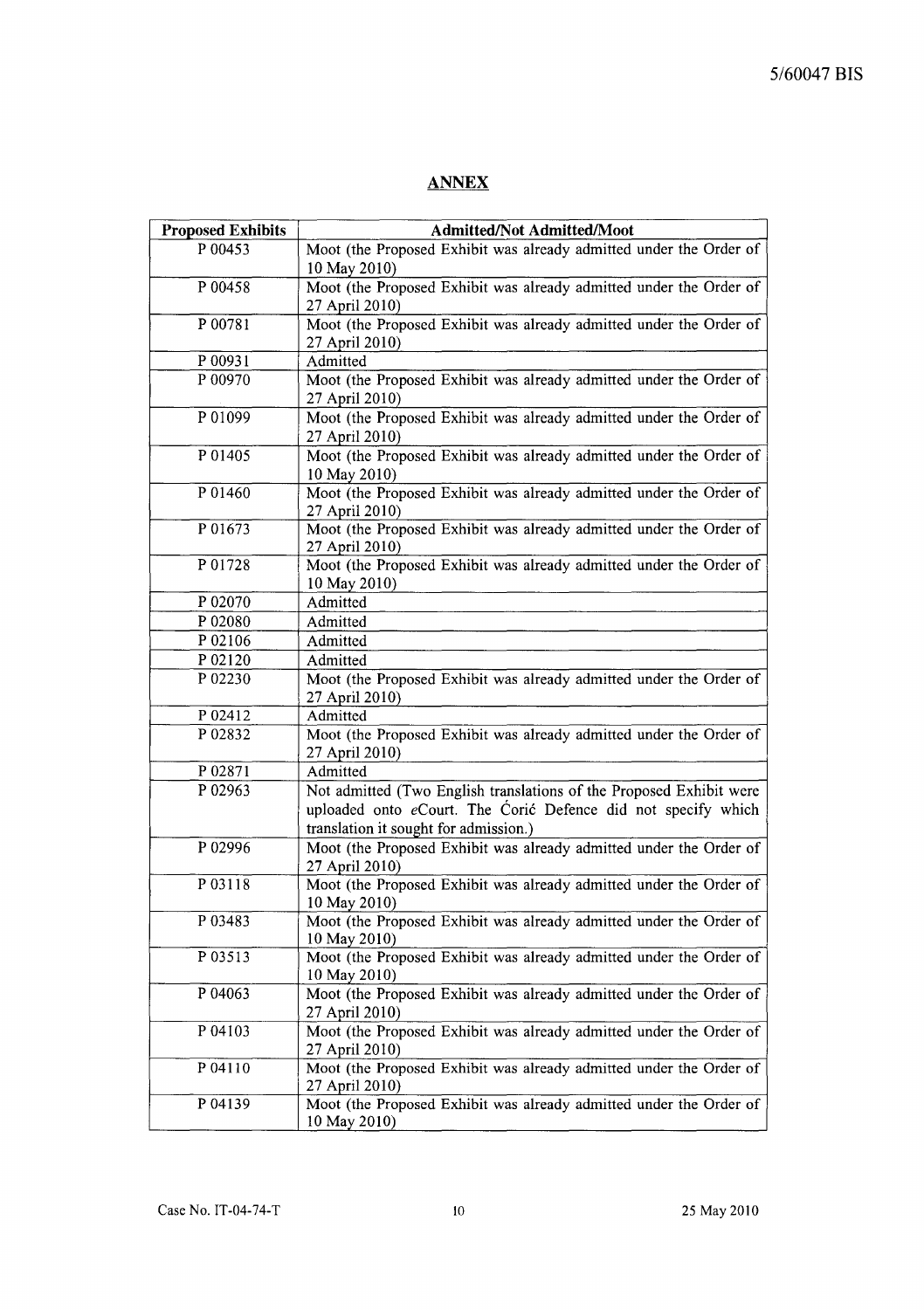## ANNEX

| Proposed Exhibits | Admitted/Not Admitted/Moot |
|---|---|
| P 00453 | Moot (the Proposed Exhibit was already admitted under the Order of 10 May 2010) |
| P 00458 | Moot (the Proposed Exhibit was already admitted under the Order of 27 April 2010) |
| P 00781 | Moot (the Proposed Exhibit was already admitted under the Order of 27 April 2010) |
| P 00931 | Admitted |
| P 00970 | Moot (the Proposed Exhibit was already admitted under the Order of 27 April 2010) |
| P 01099 | Moot (the Proposed Exhibit was already admitted under the Order of 27 April 2010) |
| P 01405 | Moot (the Proposed Exhibit was already admitted under the Order of 10 May 2010) |
| P 01460 | Moot (the Proposed Exhibit was already admitted under the Order of 27 April 2010) |
| P 01673 | Moot (the Proposed Exhibit was already admitted under the Order of 27 April 2010) |
| P 01728 | Moot (the Proposed Exhibit was already admitted under the Order of 10 May 2010) |
| P 02070 | Admitted |
| P 02080 | Admitted |
| P 02106 | Admitted |
| P 02120 | Admitted |
| P 02230 | Moot (the Proposed Exhibit was already admitted under the Order of 27 April 2010) |
| P 02412 | Admitted |
| P 02832 | Moot (the Proposed Exhibit was already admitted under the Order of 27 April 2010) |
| P 02871 | Admitted |
| P 02963 | Not admitted (Two English translations of the Proposed Exhibit were uploaded onto *e*Court. The Ćorić Defence did not specify which translation it sought for admission.) |
| P 02996 | Moot (the Proposed Exhibit was already admitted under the Order of 27 April 2010) |
| P 03118 | Moot (the Proposed Exhibit was already admitted under the Order of 10 May 2010) |
| P 03483 | Moot (the Proposed Exhibit was already admitted under the Order of 10 May 2010) |
| P 03513 | Moot (the Proposed Exhibit was already admitted under the Order of 10 May 2010) |
| P 04063 | Moot (the Proposed Exhibit was already admitted under the Order of 27 April 2010) |
| P 04103 | Moot (the Proposed Exhibit was already admitted under the Order of 27 April 2010) |
| P 04110 | Moot (the Proposed Exhibit was already admitted under the Order of 27 April 2010) |
| P 04139 | Moot (the Proposed Exhibit was already admitted under the Order of 10 May 2010) |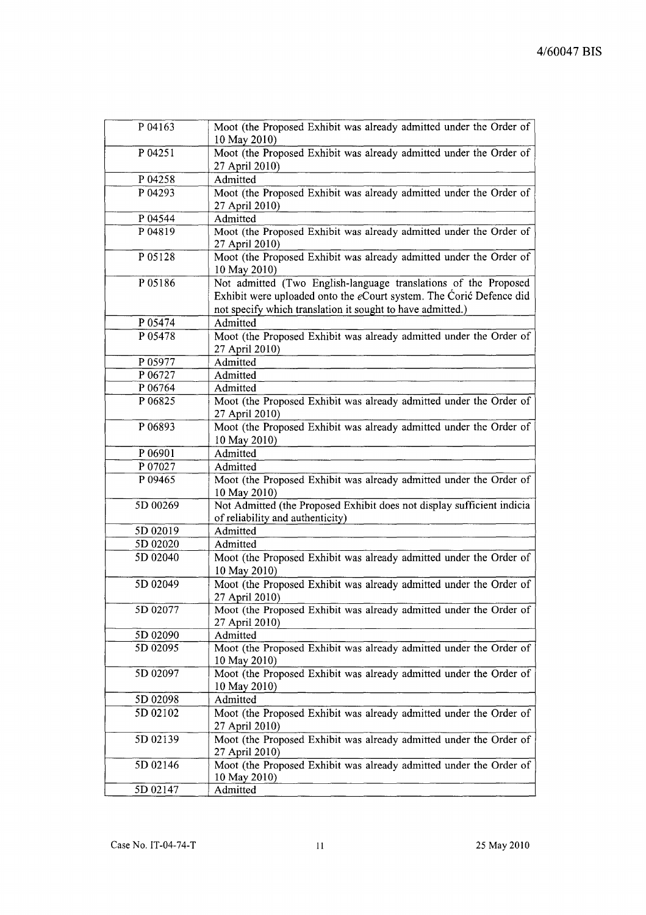| | |
|---|---|
| P 04163 | Moot (the Proposed Exhibit was already admitted under the Order of 10 May 2010) |
| P 04251 | Moot (the Proposed Exhibit was already admitted under the Order of 27 April 2010) |
| P 04258 | Admitted |
| P 04293 | Moot (the Proposed Exhibit was already admitted under the Order of 27 April 2010) |
| P 04544 | Admitted |
| P 04819 | Moot (the Proposed Exhibit was already admitted under the Order of 27 April 2010) |
| P 05128 | Moot (the Proposed Exhibit was already admitted under the Order of 10 May 2010) |
| P 05186 | Not admitted (Two English-language translations of the Proposed Exhibit were uploaded onto the *e*Court system. The Ćorić Defence did not specify which translation it sought to have admitted.) |
| P 05474 | Admitted |
| P 05478 | Moot (the Proposed Exhibit was already admitted under the Order of 27 April 2010) |
| P 05977 | Admitted |
| P 06727 | Admitted |
| P 06764 | Admitted |
| P 06825 | Moot (the Proposed Exhibit was already admitted under the Order of 27 April 2010) |
| P 06893 | Moot (the Proposed Exhibit was already admitted under the Order of 10 May 2010) |
| P 06901 | Admitted |
| P 07027 | Admitted |
| P 09465 | Moot (the Proposed Exhibit was already admitted under the Order of 10 May 2010) |
| 5D 00269 | Not Admitted (the Proposed Exhibit does not display sufficient indicia of reliability and authenticity) |
| 5D 02019 | Admitted |
| 5D 02020 | Admitted |
| 5D 02040 | Moot (the Proposed Exhibit was already admitted under the Order of 10 May 2010) |
| 5D 02049 | Moot (the Proposed Exhibit was already admitted under the Order of 27 April 2010) |
| 5D 02077 | Moot (the Proposed Exhibit was already admitted under the Order of 27 April 2010) |
| 5D 02090 | Admitted |
| 5D 02095 | Moot (the Proposed Exhibit was already admitted under the Order of 10 May 2010) |
| 5D 02097 | Moot (the Proposed Exhibit was already admitted under the Order of 10 May 2010) |
| 5D 02098 | Admitted |
| 5D 02102 | Moot (the Proposed Exhibit was already admitted under the Order of 27 April 2010) |
| 5D 02139 | Moot (the Proposed Exhibit was already admitted under the Order of 27 April 2010) |
| 5D 02146 | Moot (the Proposed Exhibit was already admitted under the Order of 10 May 2010) |
| 5D 02147 | Admitted |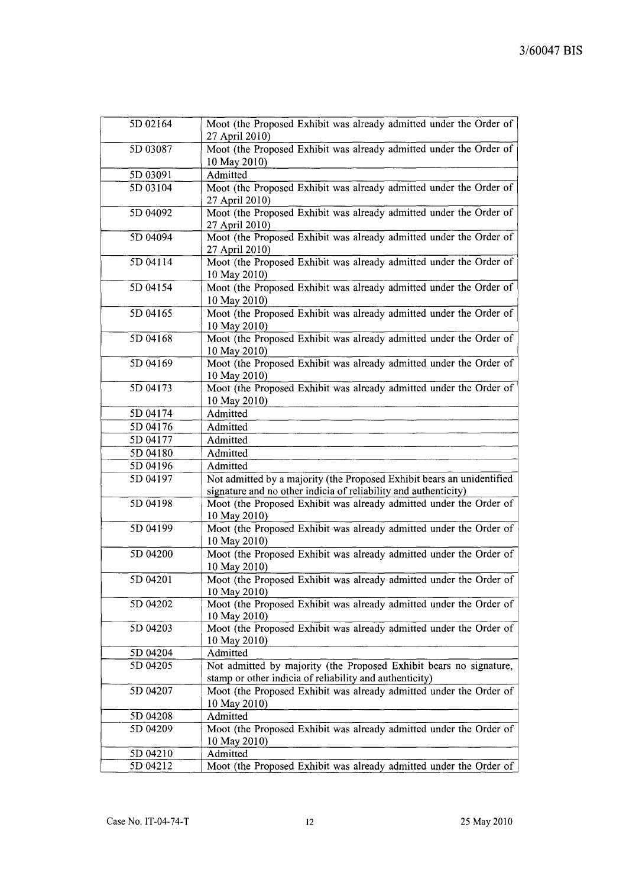| | |
|---|---|
| 5D 02164 | Moot (the Proposed Exhibit was already admitted under the Order of 27 April 2010) |
| 5D 03087 | Moot (the Proposed Exhibit was already admitted under the Order of 10 May 2010) |
| 5D 03091 | Admitted |
| 5D 03104 | Moot (the Proposed Exhibit was already admitted under the Order of 27 April 2010) |
| 5D 04092 | Moot (the Proposed Exhibit was already admitted under the Order of 27 April 2010) |
| 5D 04094 | Moot (the Proposed Exhibit was already admitted under the Order of 27 April 2010) |
| 5D 04114 | Moot (the Proposed Exhibit was already admitted under the Order of 10 May 2010) |
| 5D 04154 | Moot (the Proposed Exhibit was already admitted under the Order of 10 May 2010) |
| 5D 04165 | Moot (the Proposed Exhibit was already admitted under the Order of 10 May 2010) |
| 5D 04168 | Moot (the Proposed Exhibit was already admitted under the Order of 10 May 2010) |
| 5D 04169 | Moot (the Proposed Exhibit was already admitted under the Order of 10 May 2010) |
| 5D 04173 | Moot (the Proposed Exhibit was already admitted under the Order of 10 May 2010) |
| 5D 04174 | Admitted |
| 5D 04176 | Admitted |
| 5D 04177 | Admitted |
| 5D 04180 | Admitted |
| 5D 04196 | Admitted |
| 5D 04197 | Not admitted by a majority (the Proposed Exhibit bears an unidentified signature and no other indicia of reliability and authenticity) |
| 5D 04198 | Moot (the Proposed Exhibit was already admitted under the Order of 10 May 2010) |
| 5D 04199 | Moot (the Proposed Exhibit was already admitted under the Order of 10 May 2010) |
| 5D 04200 | Moot (the Proposed Exhibit was already admitted under the Order of 10 May 2010) |
| 5D 04201 | Moot (the Proposed Exhibit was already admitted under the Order of 10 May 2010) |
| 5D 04202 | Moot (the Proposed Exhibit was already admitted under the Order of 10 May 2010) |
| 5D 04203 | Moot (the Proposed Exhibit was already admitted under the Order of 10 May 2010) |
| 5D 04204 | Admitted |
| 5D 04205 | Not admitted by majority (the Proposed Exhibit bears no signature, stamp or other indicia of reliability and authenticity) |
| 5D 04207 | Moot (the Proposed Exhibit was already admitted under the Order of 10 May 2010) |
| 5D 04208 | Admitted |
| 5D 04209 | Moot (the Proposed Exhibit was already admitted under the Order of 10 May 2010) |
| 5D 04210 | Admitted |
| 5D 04212 | Moot (the Proposed Exhibit was already admitted under the Order of |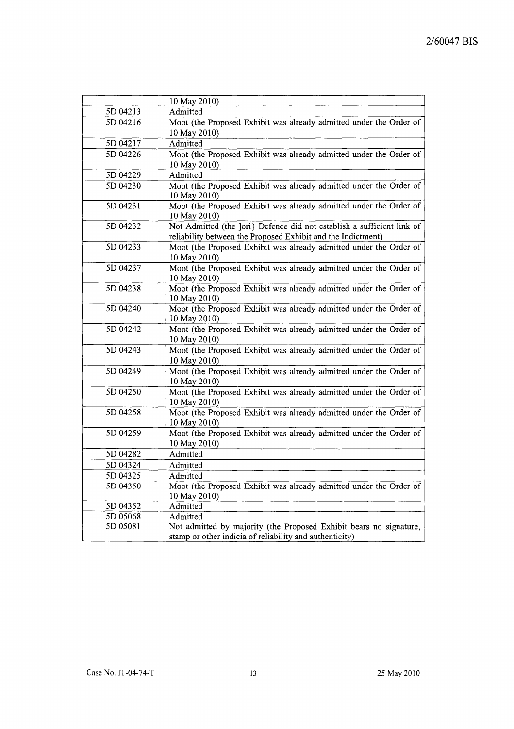| | |
|---|---|
| | 10 May 2010) |
| 5D 04213 | Admitted |
| 5D 04216 | Moot (the Proposed Exhibit was already admitted under the Order of 10 May 2010) |
| 5D 04217 | Admitted |
| 5D 04226 | Moot (the Proposed Exhibit was already admitted under the Order of 10 May 2010) |
| 5D 04229 | Admitted |
| 5D 04230 | Moot (the Proposed Exhibit was already admitted under the Order of 10 May 2010) |
| 5D 04231 | Moot (the Proposed Exhibit was already admitted under the Order of 10 May 2010) |
| 5D 04232 | Not Admitted (the ]ori} Defence did not establish a sufficient link of reliability between the Proposed Exhibit and the Indictment) |
| 5D 04233 | Moot (the Proposed Exhibit was already admitted under the Order of 10 May 2010) |
| 5D 04237 | Moot (the Proposed Exhibit was already admitted under the Order of 10 May 2010) |
| 5D 04238 | Moot (the Proposed Exhibit was already admitted under the Order of 10 May 2010) |
| 5D 04240 | Moot (the Proposed Exhibit was already admitted under the Order of 10 May 2010) |
| 5D 04242 | Moot (the Proposed Exhibit was already admitted under the Order of 10 May 2010) |
| 5D 04243 | Moot (the Proposed Exhibit was already admitted under the Order of 10 May 2010) |
| 5D 04249 | Moot (the Proposed Exhibit was already admitted under the Order of 10 May 2010) |
| 5D 04250 | Moot (the Proposed Exhibit was already admitted under the Order of 10 May 2010) |
| 5D 04258 | Moot (the Proposed Exhibit was already admitted under the Order of 10 May 2010) |
| 5D 04259 | Moot (the Proposed Exhibit was already admitted under the Order of 10 May 2010) |
| 5D 04282 | Admitted |
| 5D 04324 | Admitted |
| 5D 04325 | Admitted |
| 5D 04350 | Moot (the Proposed Exhibit was already admitted under the Order of 10 May 2010) |
| 5D 04352 | Admitted |
| 5D 05068 | Admitted |
| 5D 05081 | Not admitted by majority (the Proposed Exhibit bears no signature, stamp or other indicia of reliability and authenticity) |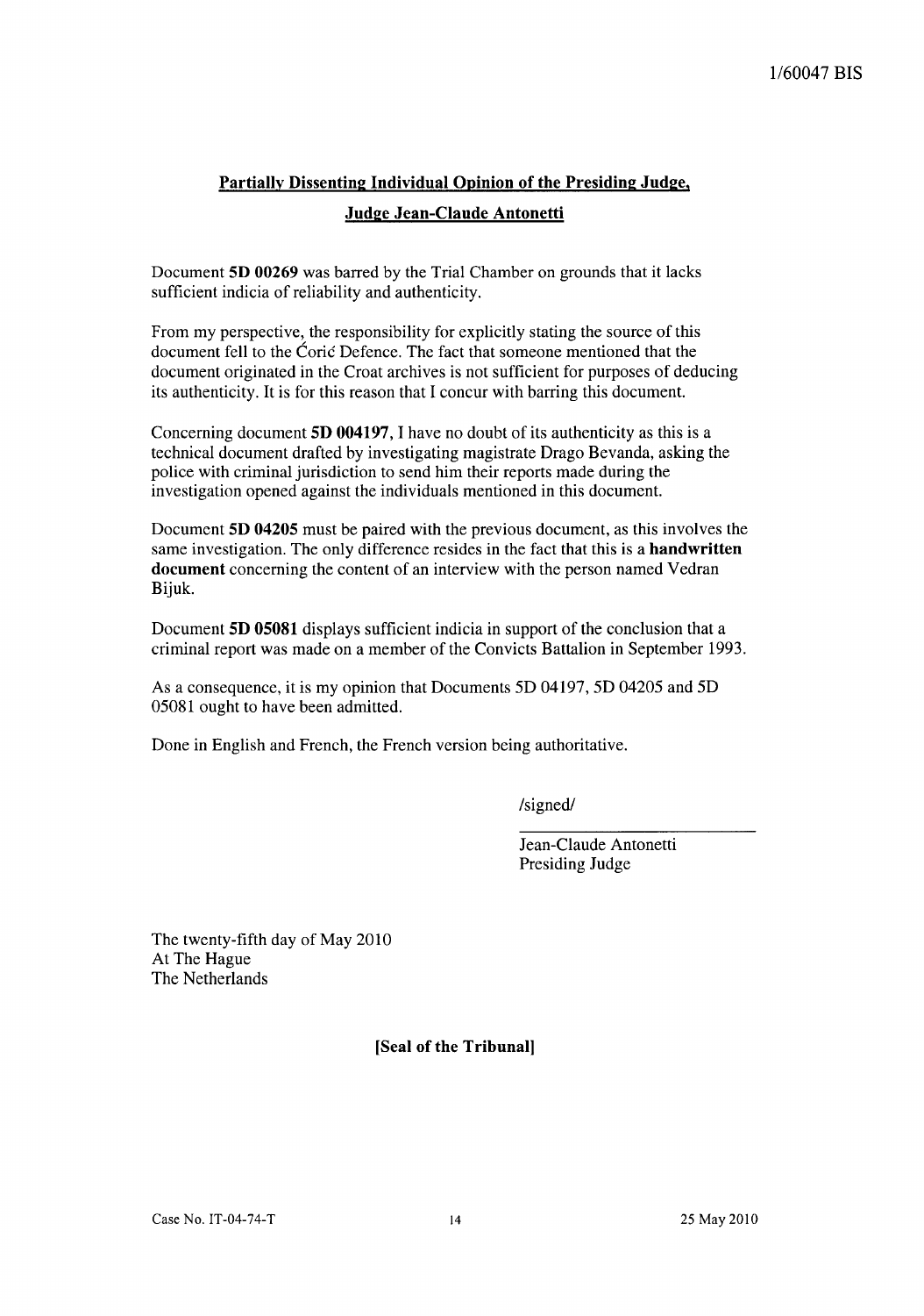**Partially Dissenting Individual Opinion of the Presiding Judge,**

**Judge Jean-Claude Antonetti**

Document **5D 00269** was barred by the Trial Chamber on grounds that it lacks sufficient indicia of reliability and authenticity.

From my perspective, the responsibility for explicitly stating the source of this document fell to the Ćorić Defence. The fact that someone mentioned that the document originated in the Croat archives is not sufficient for purposes of deducing its authenticity. It is for this reason that I concur with barring this document.

Concerning document **5D 004197**, I have no doubt of its authenticity as this is a technical document drafted by investigating magistrate Drago Bevanda, asking the police with criminal jurisdiction to send him their reports made during the investigation opened against the individuals mentioned in this document.

Document **5D 04205** must be paired with the previous document, as this involves the same investigation. The only difference resides in the fact that this is a **handwritten document** concerning the content of an interview with the person named Vedran Bijuk.

Document **5D 05081** displays sufficient indicia in support of the conclusion that a criminal report was made on a member of the Convicts Battalion in September 1993.

As a consequence, it is my opinion that Documents 5D 04197, 5D 04205 and 5D 05081 ought to have been admitted.

Done in English and French, the French version being authoritative.

/signed/

Jean-Claude Antonetti
Presiding Judge

The twenty-fifth day of May 2010
At The Hague
The Netherlands

**[Seal of the Tribunal]**